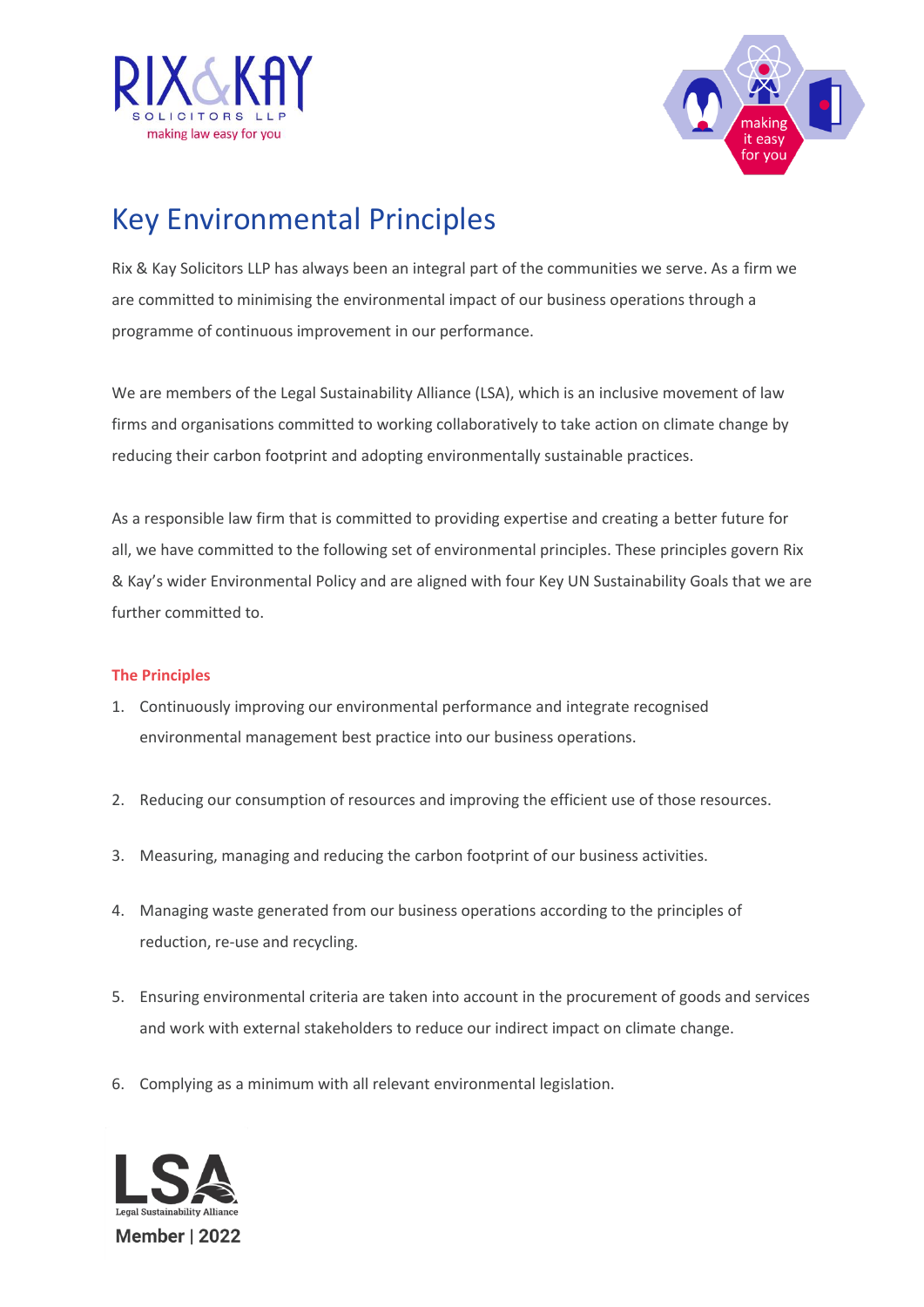# Key Environmental Principles

Rix & Kay Solicitors LLP has always been an integral part of the communities we serve. As a firm we are committed to minimising the environmental impact of our business operations through a programme of continuous improvement in our performance.

We are members of the Legal Sustainability Alliance (LSA), which is an inclusive movement of law firms and organisations committed to working collaboratively to take action on climate change by reducing their carbon footprint and adopting environmentally sustainable practices.

As a responsible law firm that is committed to providing expertise and creating a better future for all, we have committed to the following set of environmental principles. These principles govern Rix & Kay's wider Environmental Policy and are aligned with four Key UN Sustainability Goals that we are further committed to.

**The Principles**

1. Continuously improving our environmental performance and integrate recognised environmental management best practice into our business operations.

2. Reducing our consumption of resources and improving the efficient use of those resources.

3. Measuring, managing and reducing the carbon footprint of our business activities.

4. Managing waste generated from our business operations according to the principles of reduction, re-use and recycling.

5. Ensuring environmental criteria are taken into account in the procurement of goods and services and work with external stakeholders to reduce our indirect impact on climate change.

6. Complying as a minimum with all relevant environmental legislation.

LSA Legal Sustainability Alliance
Member | 2022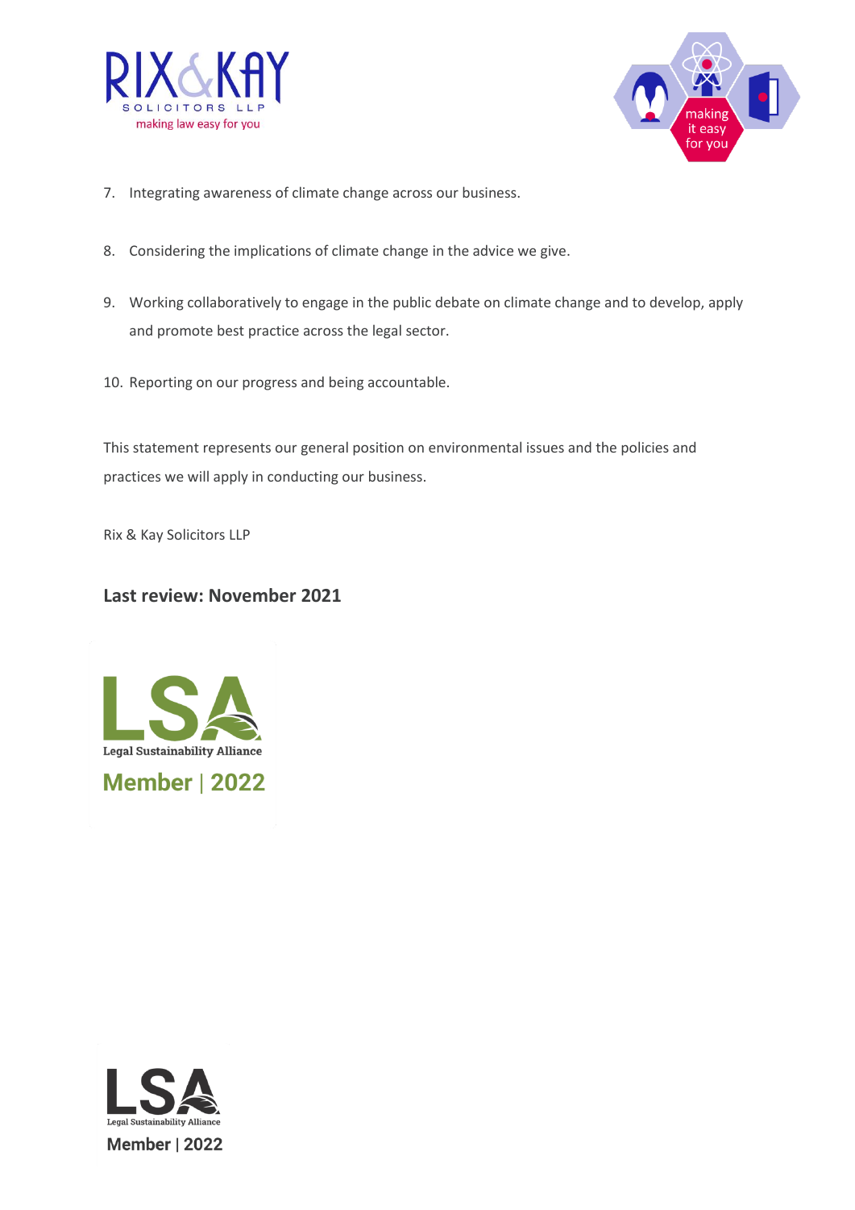7. Integrating awareness of climate change across our business.

8. Considering the implications of climate change in the advice we give.

9. Working collaboratively to engage in the public debate on climate change and to develop, apply and promote best practice across the legal sector.

10. Reporting on our progress and being accountable.

This statement represents our general position on environmental issues and the policies and practices we will apply in conducting our business.

Rix & Kay Solicitors LLP

**Last review: November 2021**

LSA
Legal Sustainability Alliance
Member | 2022

LSA
Legal Sustainability Alliance
Member | 2022